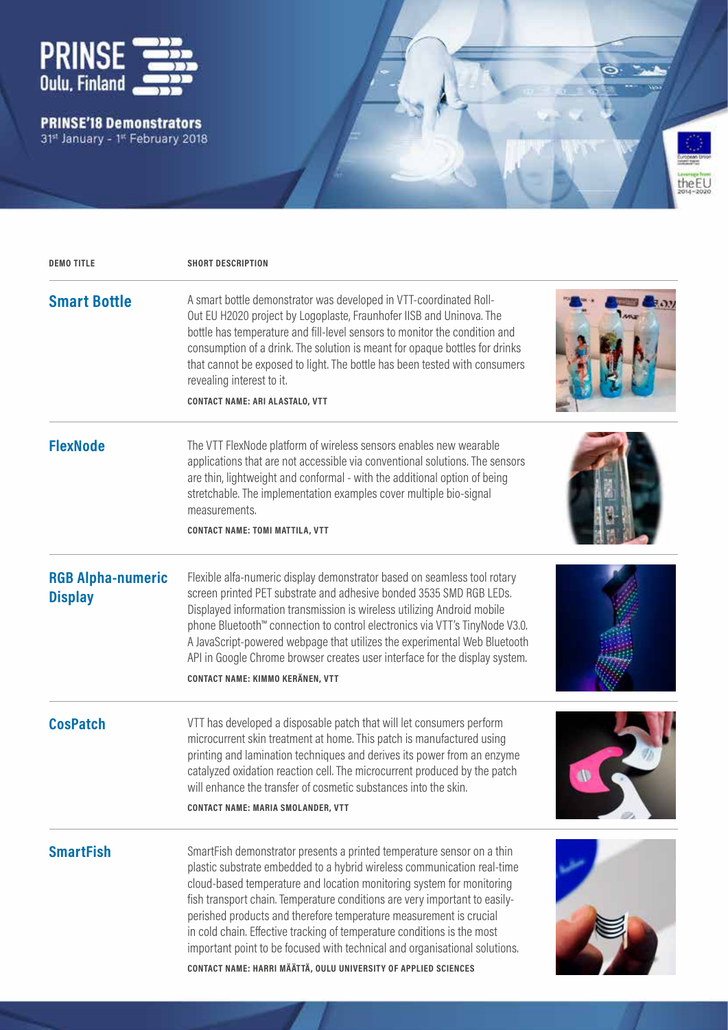# PRINSE Oulu, Finland

**PRINSE'18 Demonstrators**
31st January - 1st February 2018

| DEMO TITLE | SHORT DESCRIPTION |
| --- | --- |
| **Smart Bottle** | A smart bottle demonstrator was developed in VTT-coordinated Roll-Out EU H2020 project by Logoplaste, Fraunhofer IISB and Uninova. The bottle has temperature and fill-level sensors to monitor the condition and consumption of a drink. The solution is meant for opaque bottles for drinks that cannot be exposed to light. The bottle has been tested with consumers revealing interest to it. **CONTACT NAME: ARI ALASTALO, VTT** |
| **FlexNode** | The VTT FlexNode platform of wireless sensors enables new wearable applications that are not accessible via conventional solutions. The sensors are thin, lightweight and conformal - with the additional option of being stretchable. The implementation examples cover multiple bio-signal measurements. **CONTACT NAME: TOMI MATTILA, VTT** |
| **RGB Alpha-numeric Display** | Flexible alfa-numeric display demonstrator based on seamless tool rotary screen printed PET substrate and adhesive bonded 3535 SMD RGB LEDs. Displayed information transmission is wireless utilizing Android mobile phone Bluetooth™ connection to control electronics via VTT's TinyNode V3.0. A JavaScript-powered webpage that utilizes the experimental Web Bluetooth API in Google Chrome browser creates user interface for the display system. **CONTACT NAME: KIMMO KERÄNEN, VTT** |
| **CosPatch** | VTT has developed a disposable patch that will let consumers perform microcurrent skin treatment at home. This patch is manufactured using printing and lamination techniques and derives its power from an enzyme catalyzed oxidation reaction cell. The microcurrent produced by the patch will enhance the transfer of cosmetic substances into the skin. **CONTACT NAME: MARIA SMOLANDER, VTT** |
| **SmartFish** | SmartFish demonstrator presents a printed temperature sensor on a thin plastic substrate embedded to a hybrid wireless communication real-time cloud-based temperature and location monitoring system for monitoring fish transport chain. Temperature conditions are very important to easily-perished products and therefore temperature measurement is crucial in cold chain. Effective tracking of temperature conditions is the most important point to be focused with technical and organisational solutions. **CONTACT NAME: HARRI MÄÄTTÄ, OULU UNIVERSITY OF APPLIED SCIENCES** |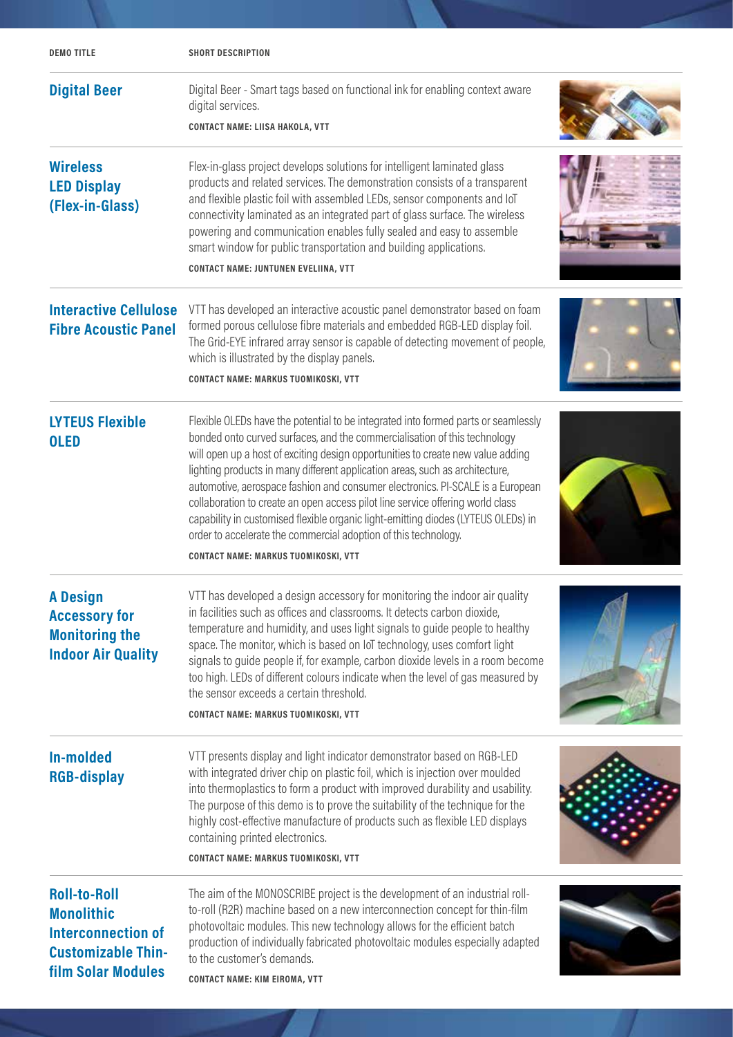| DEMO TITLE | SHORT DESCRIPTION |
| --- | --- |
| **Digital Beer** | Digital Beer - Smart tags based on functional ink for enabling context aware digital services.<br><br>**CONTACT NAME: LIISA HAKOLA, VTT** |
| **Wireless LED Display (Flex-in-Glass)** | Flex-in-glass project develops solutions for intelligent laminated glass products and related services. The demonstration consists of a transparent and flexible plastic foil with assembled LEDs, sensor components and IoT connectivity laminated as an integrated part of glass surface. The wireless powering and communication enables fully sealed and easy to assemble smart window for public transportation and building applications.<br><br>**CONTACT NAME: JUNTUNEN EVELIINA, VTT** |
| **Interactive Cellulose Fibre Acoustic Panel** | VTT has developed an interactive acoustic panel demonstrator based on foam formed porous cellulose fibre materials and embedded RGB-LED display foil. The Grid-EYE infrared array sensor is capable of detecting movement of people, which is illustrated by the display panels.<br><br>**CONTACT NAME: MARKUS TUOMIKOSKI, VTT** |
| **LYTEUS Flexible OLED** | Flexible OLEDs have the potential to be integrated into formed parts or seamlessly bonded onto curved surfaces, and the commercialisation of this technology will open up a host of exciting design opportunities to create new value adding lighting products in many different application areas, such as architecture, automotive, aerospace fashion and consumer electronics. PI-SCALE is a European collaboration to create an open access pilot line service offering world class capability in customised flexible organic light-emitting diodes (LYTEUS OLEDs) in order to accelerate the commercial adoption of this technology.<br><br>**CONTACT NAME: MARKUS TUOMIKOSKI, VTT** |
| **A Design Accessory for Monitoring the Indoor Air Quality** | VTT has developed a design accessory for monitoring the indoor air quality in facilities such as offices and classrooms. It detects carbon dioxide, temperature and humidity, and uses light signals to guide people to healthy space. The monitor, which is based on IoT technology, uses comfort light signals to guide people if, for example, carbon dioxide levels in a room become too high. LEDs of different colours indicate when the level of gas measured by the sensor exceeds a certain threshold.<br><br>**CONTACT NAME: MARKUS TUOMIKOSKI, VTT** |
| **In-molded RGB-display** | VTT presents display and light indicator demonstrator based on RGB-LED with integrated driver chip on plastic foil, which is injection over moulded into thermoplastics to form a product with improved durability and usability. The purpose of this demo is to prove the suitability of the technique for the highly cost-effective manufacture of products such as flexible LED displays containing printed electronics.<br><br>**CONTACT NAME: MARKUS TUOMIKOSKI, VTT** |
| **Roll-to-Roll Monolithic Interconnection of Customizable Thin-film Solar Modules** | The aim of the MONOSCRIBE project is the development of an industrial roll-to-roll (R2R) machine based on a new interconnection concept for thin-film photovoltaic modules. This new technology allows for the efficient batch production of individually fabricated photovoltaic modules especially adapted to the customer's demands.<br><br>**CONTACT NAME: KIM EIROMA, VTT** |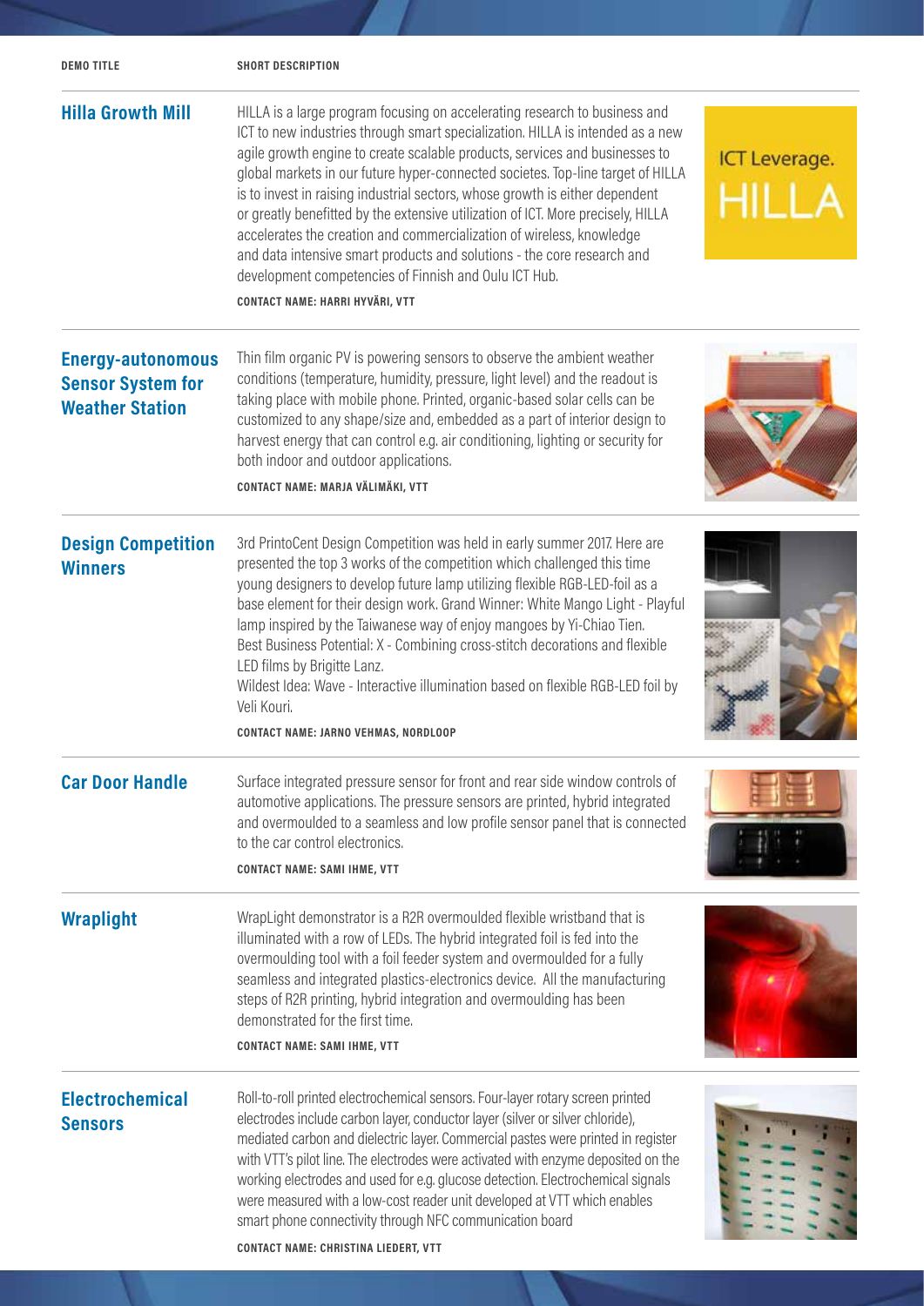| DEMO TITLE | SHORT DESCRIPTION |
| --- | --- |
| **Hilla Growth Mill** | HILLA is a large program focusing on accelerating research to business and ICT to new industries through smart specialization. HILLA is intended as a new agile growth engine to create scalable products, services and businesses to global markets in our future hyper-connected societes. Top-line target of HILLA is to invest in raising industrial sectors, whose growth is either dependent or greatly benefitted by the extensive utilization of ICT. More precisely, HILLA accelerates the creation and commercialization of wireless, knowledge and data intensive smart products and solutions - the core research and development competencies of Finnish and Oulu ICT Hub.<br>**CONTACT NAME: HARRI HYVÄRI, VTT** |
| **Energy-autonomous Sensor System for Weather Station** | Thin film organic PV is powering sensors to observe the ambient weather conditions (temperature, humidity, pressure, light level) and the readout is taking place with mobile phone. Printed, organic-based solar cells can be customized to any shape/size and, embedded as a part of interior design to harvest energy that can control e.g. air conditioning, lighting or security for both indoor and outdoor applications.<br>**CONTACT NAME: MARJA VÄLIMÄKI, VTT** |
| **Design Competition Winners** | 3rd PrintoCent Design Competition was held in early summer 2017. Here are presented the top 3 works of the competition which challenged this time young designers to develop future lamp utilizing flexible RGB-LED-foil as a base element for their design work. Grand Winner: White Mango Light - Playful lamp inspired by the Taiwanese way of enjoy mangoes by Yi-Chiao Tien. Best Business Potential: X - Combining cross-stitch decorations and flexible LED films by Brigitte Lanz. Wildest Idea: Wave - Interactive illumination based on flexible RGB-LED foil by Veli Kouri.<br>**CONTACT NAME: JARNO VEHMAS, NORDLOOP** |
| **Car Door Handle** | Surface integrated pressure sensor for front and rear side window controls of automotive applications. The pressure sensors are printed, hybrid integrated and overmoulded to a seamless and low profile sensor panel that is connected to the car control electronics.<br>**CONTACT NAME: SAMI IHME, VTT** |
| **Wraplight** | WrapLight demonstrator is a R2R overmoulded flexible wristband that is illuminated with a row of LEDs. The hybrid integrated foil is fed into the overmoulding tool with a foil feeder system and overmoulded for a fully seamless and integrated plastics-electronics device. All the manufacturing steps of R2R printing, hybrid integration and overmoulding has been demonstrated for the first time.<br>**CONTACT NAME: SAMI IHME, VTT** |
| **Electrochemical Sensors** | Roll-to-roll printed electrochemical sensors. Four-layer rotary screen printed electrodes include carbon layer, conductor layer (silver or silver chloride), mediated carbon and dielectric layer. Commercial pastes were printed in register with VTT's pilot line. The electrodes were activated with enzyme deposited on the working electrodes and used for e.g. glucose detection. Electrochemical signals were measured with a low-cost reader unit developed at VTT which enables smart phone connectivity through NFC communication board<br>**CONTACT NAME: CHRISTINA LIEDERT, VTT** |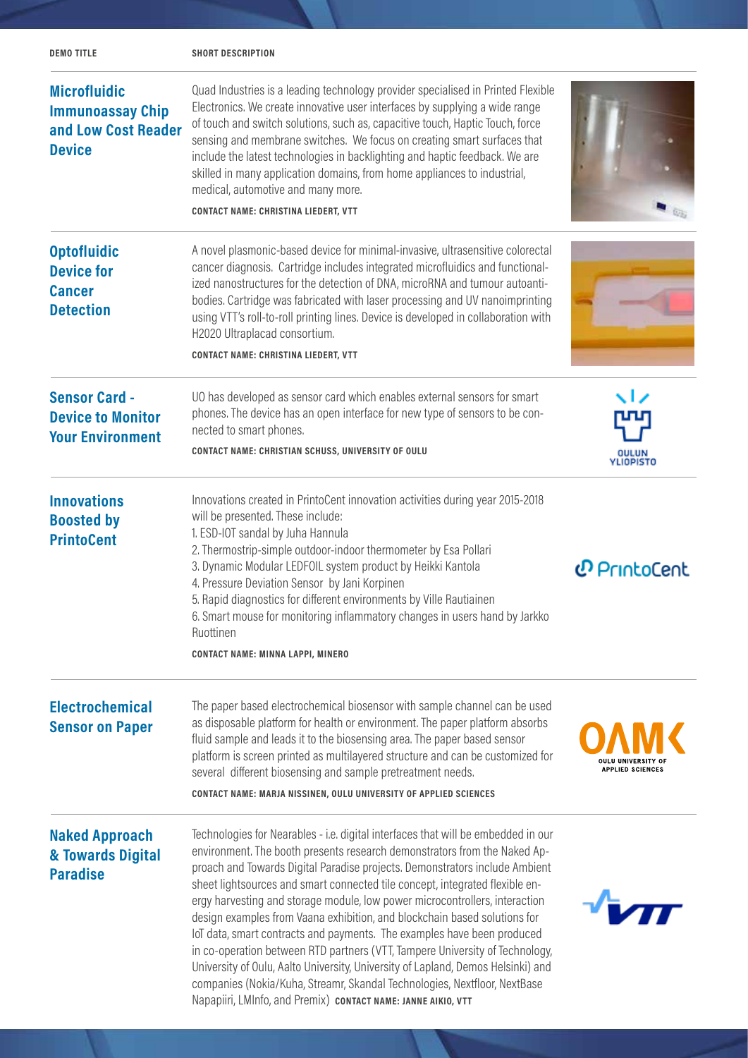| DEMO TITLE | SHORT DESCRIPTION |
| --- | --- |
| **Microfluidic Immunoassay Chip and Low Cost Reader Device** | Quad Industries is a leading technology provider specialised in Printed Flexible Electronics. We create innovative user interfaces by supplying a wide range of touch and switch solutions, such as capacitive touch, Haptic Touch, force sensing and membrane switches. We focus on creating smart surfaces that include the latest technologies in backlighting and haptic feedback. We are skilled in many application domains, from home appliances to industrial, medical, automotive and many more.<br>**CONTACT NAME: CHRISTINA LIEDERT, VTT** |
| **Optofluidic Device for Cancer Detection** | A novel plasmonic-based device for minimal-invasive, ultrasensitive colorectal cancer diagnosis. Cartridge includes integrated microfluidics and functionalized nanostructures for the detection of DNA, microRNA and tumour autoantibodies. Cartridge was fabricated with laser processing and UV nanoimprinting using VTT's roll-to-roll printing lines. Device is developed in collaboration with H2020 Ultraplacad consortium.<br>**CONTACT NAME: CHRISTINA LIEDERT, VTT** |
| **Sensor Card - Device to Monitor Your Environment** | UO has developed as sensor card which enables external sensors for smart phones. The device has an open interface for new type of sensors to be connected to smart phones.<br>**CONTACT NAME: CHRISTIAN SCHUSS, UNIVERSITY OF OULU** |
| **Innovations Boosted by PrintoCent** | Innovations created in PrintoCent innovation activities during year 2015-2018 will be presented. These include:<br>1. ESD-IOT sandal by Juha Hannula<br>2. Thermostrip-simple outdoor-indoor thermometer by Esa Pollari<br>3. Dynamic Modular LEDFOIL system product by Heikki Kantola<br>4. Pressure Deviation Sensor by Jani Korpinen<br>5. Rapid diagnostics for different environments by Ville Rautiainen<br>6. Smart mouse for monitoring inflammatory changes in users hand by Jarkko Ruottinen<br>**CONTACT NAME: MINNA LAPPI, MINERO** |
| **Electrochemical Sensor on Paper** | The paper based electrochemical biosensor with sample channel can be used as disposable platform for health or environment. The paper platform absorbs fluid sample and leads it to the biosensing area. The paper based sensor platform is screen printed as multilayered structure and can be customized for several different biosensing and sample pretreatment needs.<br>**CONTACT NAME: MARJA NISSINEN, OULU UNIVERSITY OF APPLIED SCIENCES** |
| **Naked Approach & Towards Digital Paradise** | Technologies for Nearables - i.e. digital interfaces that will be embedded in our environment. The booth presents research demonstrators from the Naked Approach and Towards Digital Paradise projects. Demonstrators include Ambient sheet lightsources and smart connected tile concept, integrated flexible energy harvesting and storage module, low power microcontrollers, interaction design examples from Vaana exhibition, and blockchain based solutions for IoT data, smart contracts and payments. The examples have been produced in co-operation between RTD partners (VTT, Tampere University of Technology, University of Oulu, Aalto University, University of Lapland, Demos Helsinki) and companies (Nokia/Kuha, Streamr, Skandal Technologies, Nextfloor, NextBase Napapiiri, LMInfo, and Premix) **CONTACT NAME: JANNE AIKIO, VTT** |